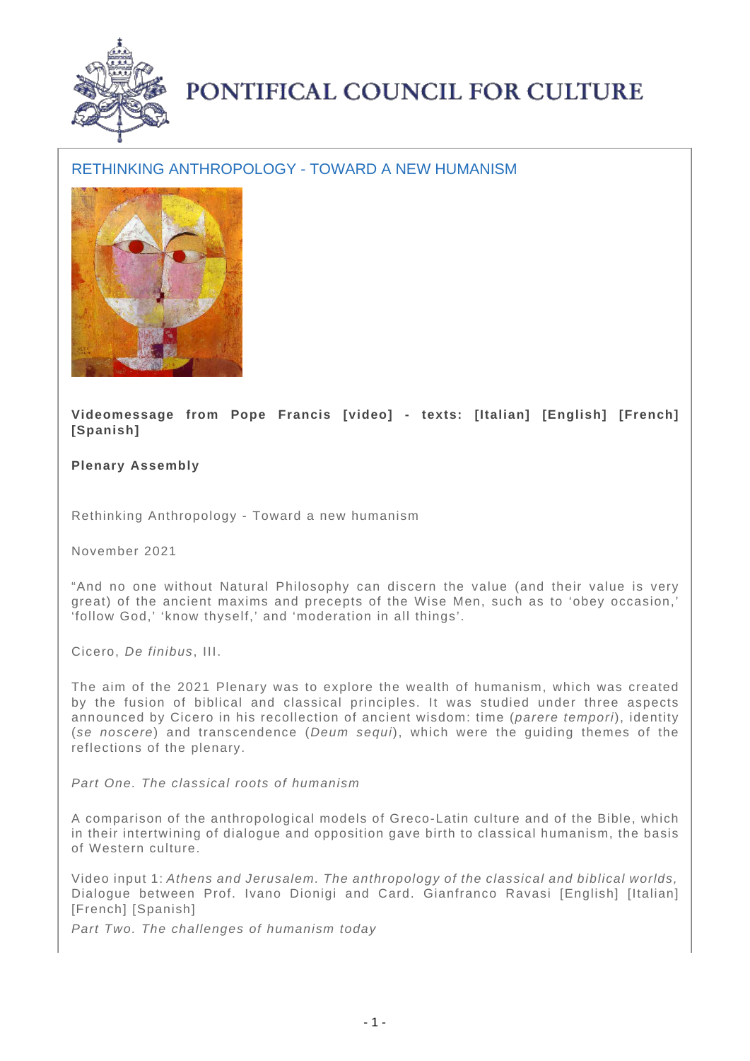# PONTIFICAL COUNCIL FOR CULTURE

## RETHINKING ANTHROPOLOGY - TOWARD A NEW HUMANISM

**Videomessage from Pope Francis [video] - texts: [Italian] [English] [French] [Spanish]**

**Plenary Assembly**

Rethinking Anthropology - Toward a new humanism

November 2021

"And no one without Natural Philosophy can discern the value (and their value is very great) of the ancient maxims and precepts of the Wise Men, such as to 'obey occasion,' 'follow God,' 'know thyself,' and 'moderation in all things'.

Cicero, *De finibus*, III.

The aim of the 2021 Plenary was to explore the wealth of humanism, which was created by the fusion of biblical and classical principles. It was studied under three aspects announced by Cicero in his recollection of ancient wisdom: time (*parere tempori*), identity (*se noscere*) and transcendence (*Deum sequi*), which were the guiding themes of the reflections of the plenary.

*Part One. The classical roots of humanism*

A comparison of the anthropological models of Greco-Latin culture and of the Bible, which in their intertwining of dialogue and opposition gave birth to classical humanism, the basis of Western culture.

Video input 1: *Athens and Jerusalem. The anthropology of the classical and biblical worlds,* Dialogue between Prof. Ivano Dionigi and Card. Gianfranco Ravasi [English] [Italian] [French] [Spanish]

*Part Two. The challenges of humanism today*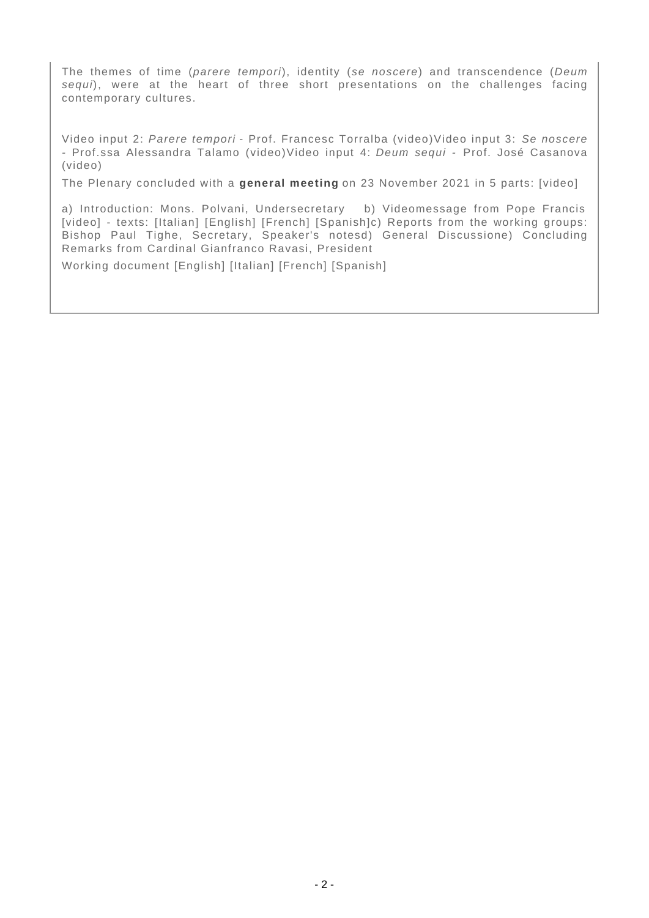The themes of time (*parere tempori*), identity (*se noscere*) and transcendence (*Deum sequi*), were at the heart of three short presentations on the challenges facing contemporary cultures.

Video input 2: *Parere tempori* - Prof. Francesc Torralba (video)Video input 3: *Se noscere* - Prof.ssa Alessandra Talamo (video)Video input 4: *Deum sequi* - Prof. José Casanova (video)

The Plenary concluded with a **general meeting** on 23 November 2021 in 5 parts: [video]

a) Introduction: Mons. Polvani, Undersecretary   b) Videomessage from Pope Francis [video] - texts: [Italian] [English] [French] [Spanish]c) Reports from the working groups: Bishop Paul Tighe, Secretary, Speaker's notesd) General Discussione) Concluding Remarks from Cardinal Gianfranco Ravasi, President

Working document [English] [Italian] [French] [Spanish]